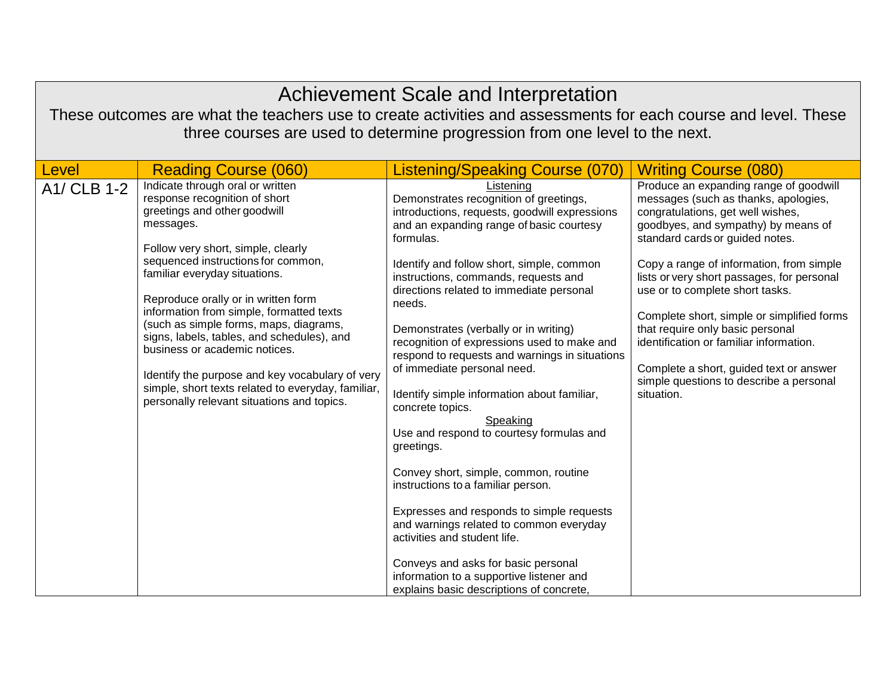# Achievement Scale and Interpretation

These outcomes are what the teachers use to create activities and assessments for each course and level. These three courses are used to determine progression from one level to the next.

| Level | Reading Course (060) | Listening/Speaking Course (070) | Writing Course (080) |
|---|---|---|---|
| A1/ CLB 1-2 | Indicate through oral or written response recognition of short greetings and other goodwill messages.<br><br>Follow very short, simple, clearly sequenced instructions for common, familiar everyday situations.<br><br>Reproduce orally or in written form information from simple, formatted texts (such as simple forms, maps, diagrams, signs, labels, tables, and schedules), and business or academic notices.<br><br>Identify the purpose and key vocabulary of very simple, short texts related to everyday, familiar, personally relevant situations and topics. | Listening<br>Demonstrates recognition of greetings, introductions, requests, goodwill expressions and an expanding range of basic courtesy formulas.<br><br>Identify and follow short, simple, common instructions, commands, requests and directions related to immediate personal needs.<br><br>Demonstrates (verbally or in writing) recognition of expressions used to make and respond to requests and warnings in situations of immediate personal need.<br><br>Identify simple information about familiar, concrete topics.<br>Speaking<br>Use and respond to courtesy formulas and greetings.<br><br>Convey short, simple, common, routine instructions to a familiar person.<br><br>Expresses and responds to simple requests and warnings related to common everyday activities and student life.<br><br>Conveys and asks for basic personal information to a supportive listener and explains basic descriptions of concrete, | Produce an expanding range of goodwill messages (such as thanks, apologies, congratulations, get well wishes, goodbyes, and sympathy) by means of standard cards or guided notes.<br><br>Copy a range of information, from simple lists or very short passages, for personal use or to complete short tasks.<br><br>Complete short, simple or simplified forms that require only basic personal identification or familiar information.<br><br>Complete a short, guided text or answer simple questions to describe a personal situation. |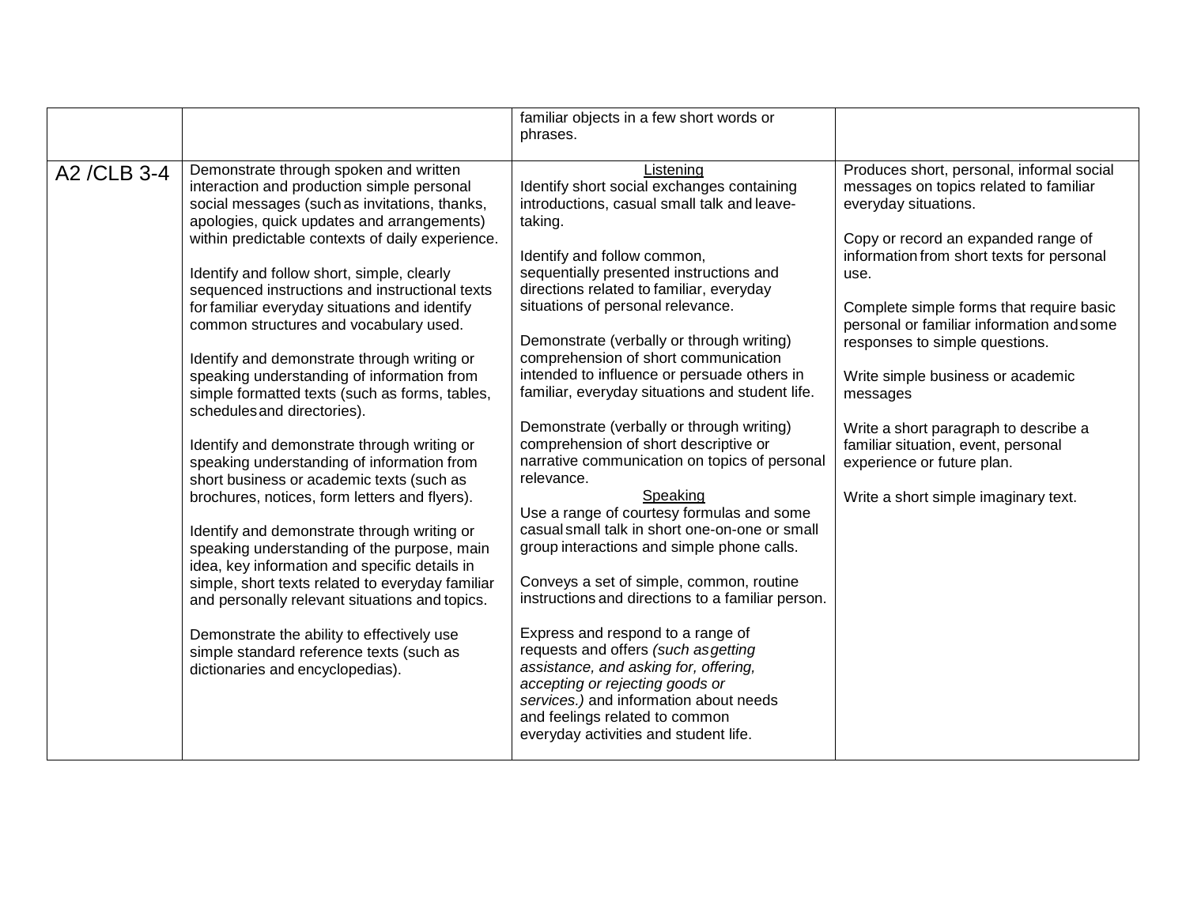| | | | |
|---|---|---|---|
| | | familiar objects in a few short words or phrases. | |
| A2 /CLB 3-4 | Demonstrate through spoken and written interaction and production simple personal social messages (such as invitations, thanks, apologies, quick updates and arrangements) within predictable contexts of daily experience.<br><br>Identify and follow short, simple, clearly sequenced instructions and instructional texts for familiar everyday situations and identify common structures and vocabulary used.<br><br>Identify and demonstrate through writing or speaking understanding of information from simple formatted texts (such as forms, tables, schedules and directories).<br><br>Identify and demonstrate through writing or speaking understanding of information from short business or academic texts (such as brochures, notices, form letters and flyers).<br><br>Identify and demonstrate through writing or speaking understanding of the purpose, main idea, key information and specific details in simple, short texts related to everyday familiar and personally relevant situations and topics.<br><br>Demonstrate the ability to effectively use simple standard reference texts (such as dictionaries and encyclopedias). | <u>Listening</u><br>Identify short social exchanges containing introductions, casual small talk and leave-taking.<br><br>Identify and follow common, sequentially presented instructions and directions related to familiar, everyday situations of personal relevance.<br><br>Demonstrate (verbally or through writing) comprehension of short communication intended to influence or persuade others in familiar, everyday situations and student life.<br><br>Demonstrate (verbally or through writing) comprehension of short descriptive or narrative communication on topics of personal relevance.<br><u>Speaking</u><br>Use a range of courtesy formulas and some casual small talk in short one-on-one or small group interactions and simple phone calls.<br><br>Conveys a set of simple, common, routine instructions and directions to a familiar person.<br><br>Express and respond to a range of requests and offers *(such as getting assistance, and asking for, offering, accepting or rejecting goods or services.)* and information about needs and feelings related to common everyday activities and student life. | Produces short, personal, informal social messages on topics related to familiar everyday situations.<br><br>Copy or record an expanded range of information from short texts for personal use.<br><br>Complete simple forms that require basic personal or familiar information and some responses to simple questions.<br><br>Write simple business or academic messages<br><br>Write a short paragraph to describe a familiar situation, event, personal experience or future plan.<br><br>Write a short simple imaginary text. |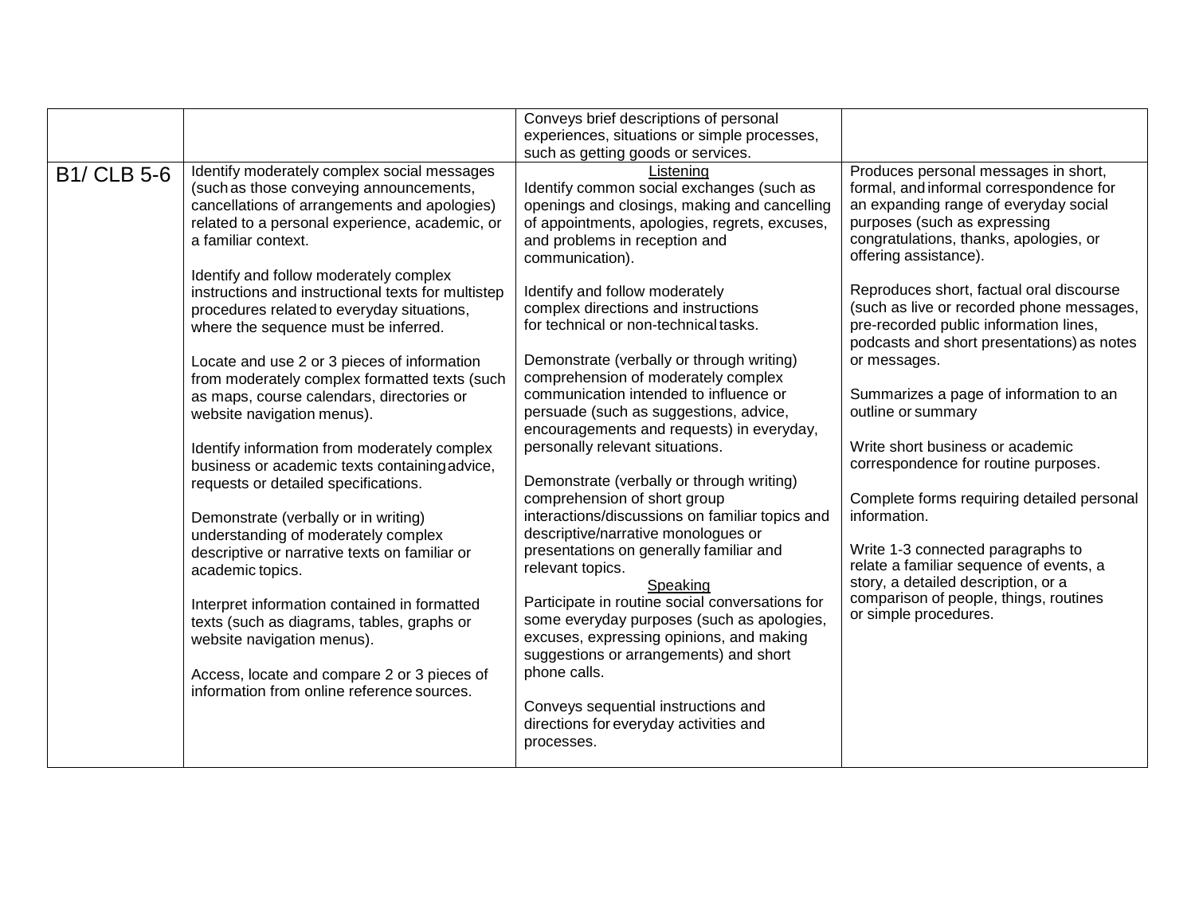| | | | |
|---|---|---|---|
| | | Conveys brief descriptions of personal experiences, situations or simple processes, such as getting goods or services. | |
| B1/ CLB 5-6 | Identify moderately complex social messages (such as those conveying announcements, cancellations of arrangements and apologies) related to a personal experience, academic, or a familiar context.<br><br>Identify and follow moderately complex instructions and instructional texts for multistep procedures related to everyday situations, where the sequence must be inferred.<br><br>Locate and use 2 or 3 pieces of information from moderately complex formatted texts (such as maps, course calendars, directories or website navigation menus).<br><br>Identify information from moderately complex business or academic texts containing advice, requests or detailed specifications.<br><br>Demonstrate (verbally or in writing) understanding of moderately complex descriptive or narrative texts on familiar or academic topics.<br><br>Interpret information contained in formatted texts (such as diagrams, tables, graphs or website navigation menus).<br><br>Access, locate and compare 2 or 3 pieces of information from online reference sources. | <u>Listening</u><br>Identify common social exchanges (such as openings and closings, making and cancelling of appointments, apologies, regrets, excuses, and problems in reception and communication).<br><br>Identify and follow moderately complex directions and instructions for technical or non-technical tasks.<br><br>Demonstrate (verbally or through writing) comprehension of moderately complex communication intended to influence or persuade (such as suggestions, advice, encouragements and requests) in everyday, personally relevant situations.<br><br>Demonstrate (verbally or through writing) comprehension of short group interactions/discussions on familiar topics and descriptive/narrative monologues or presentations on generally familiar and relevant topics.<br><u>Speaking</u><br>Participate in routine social conversations for some everyday purposes (such as apologies, excuses, expressing opinions, and making suggestions or arrangements) and short phone calls.<br><br>Conveys sequential instructions and directions for everyday activities and processes. | Produces personal messages in short, formal, and informal correspondence for an expanding range of everyday social purposes (such as expressing congratulations, thanks, apologies, or offering assistance).<br><br>Reproduces short, factual oral discourse (such as live or recorded phone messages, pre-recorded public information lines, podcasts and short presentations) as notes or messages.<br><br>Summarizes a page of information to an outline or summary<br><br>Write short business or academic correspondence for routine purposes.<br><br>Complete forms requiring detailed personal information.<br><br>Write 1-3 connected paragraphs to relate a familiar sequence of events, a story, a detailed description, or a comparison of people, things, routines or simple procedures. |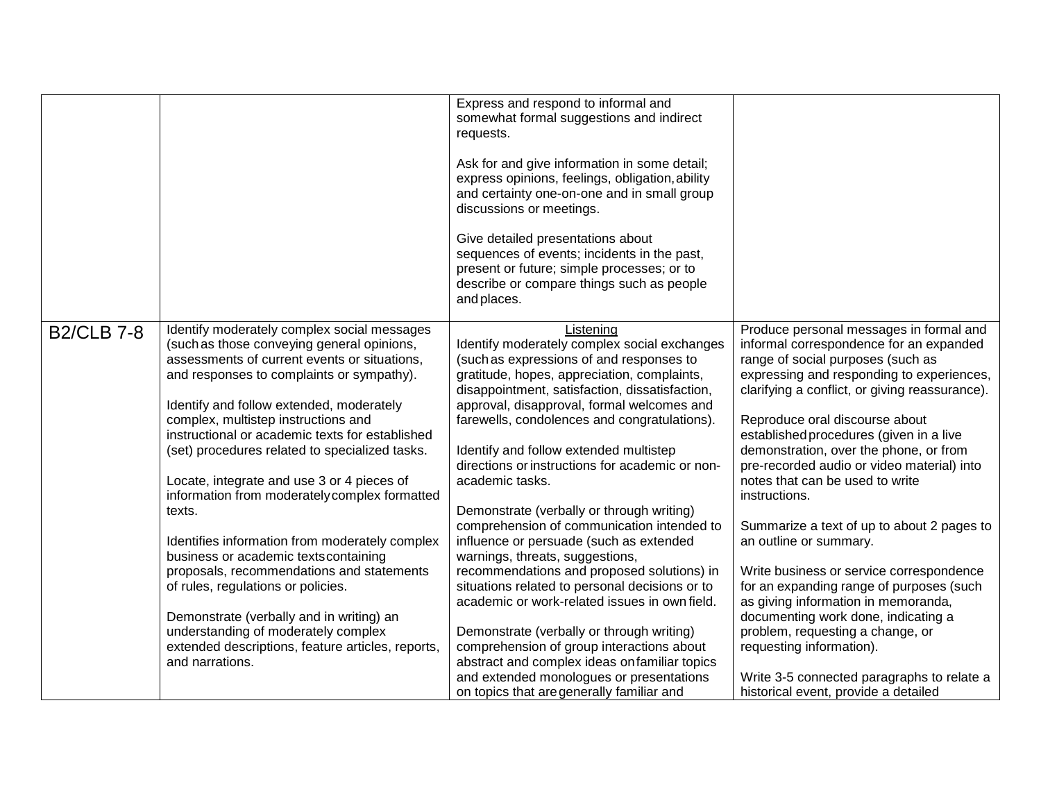| | | | |
|---|---|---|---|
| | | Express and respond to informal and somewhat formal suggestions and indirect requests.<br><br>Ask for and give information in some detail; express opinions, feelings, obligation, ability and certainty one-on-one and in small group discussions or meetings.<br><br>Give detailed presentations about sequences of events; incidents in the past, present or future; simple processes; or to describe or compare things such as people and places. | |
| B2/CLB 7-8 | Identify moderately complex social messages (such as those conveying general opinions, assessments of current events or situations, and responses to complaints or sympathy).<br><br>Identify and follow extended, moderately complex, multistep instructions and instructional or academic texts for established (set) procedures related to specialized tasks.<br><br>Locate, integrate and use 3 or 4 pieces of information from moderately complex formatted texts.<br><br>Identifies information from moderately complex business or academic texts containing proposals, recommendations and statements of rules, regulations or policies.<br><br>Demonstrate (verbally and in writing) an understanding of moderately complex extended descriptions, feature articles, reports, and narrations. | <u>Listening</u><br>Identify moderately complex social exchanges (such as expressions of and responses to gratitude, hopes, appreciation, complaints, disappointment, satisfaction, dissatisfaction, approval, disapproval, formal welcomes and farewells, condolences and congratulations).<br><br>Identify and follow extended multistep directions or instructions for academic or non-academic tasks.<br><br>Demonstrate (verbally or through writing) comprehension of communication intended to influence or persuade (such as extended warnings, threats, suggestions, recommendations and proposed solutions) in situations related to personal decisions or to academic or work-related issues in own field.<br><br>Demonstrate (verbally or through writing) comprehension of group interactions about abstract and complex ideas on familiar topics and extended monologues or presentations on topics that are generally familiar and | Produce personal messages in formal and informal correspondence for an expanded range of social purposes (such as expressing and responding to experiences, clarifying a conflict, or giving reassurance).<br><br>Reproduce oral discourse about established procedures (given in a live demonstration, over the phone, or from pre-recorded audio or video material) into notes that can be used to write instructions.<br><br>Summarize a text of up to about 2 pages to an outline or summary.<br><br>Write business or service correspondence for an expanding range of purposes (such as giving information in memoranda, documenting work done, indicating a problem, requesting a change, or requesting information).<br><br>Write 3-5 connected paragraphs to relate a historical event, provide a detailed |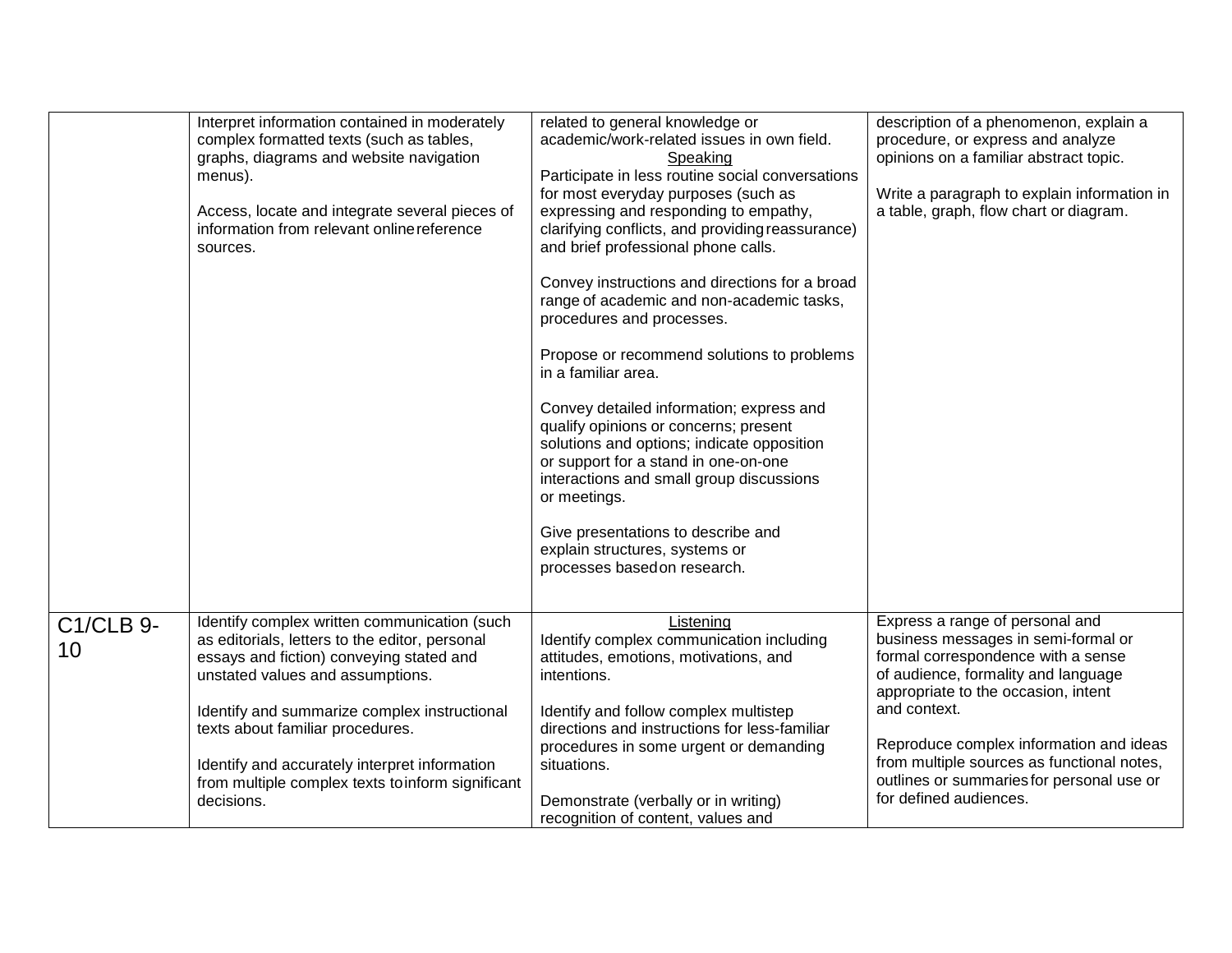| | | | |
|---|---|---|---|
| | Interpret information contained in moderately complex formatted texts (such as tables, graphs, diagrams and website navigation menus).<br><br>Access, locate and integrate several pieces of information from relevant online reference sources. | related to general knowledge or academic/work-related issues in own field.<br>Speaking<br>Participate in less routine social conversations for most everyday purposes (such as expressing and responding to empathy, clarifying conflicts, and providing reassurance) and brief professional phone calls.<br><br>Convey instructions and directions for a broad range of academic and non-academic tasks, procedures and processes.<br><br>Propose or recommend solutions to problems in a familiar area.<br><br>Convey detailed information; express and qualify opinions or concerns; present solutions and options; indicate opposition or support for a stand in one-on-one interactions and small group discussions or meetings.<br><br>Give presentations to describe and explain structures, systems or processes based on research. | description of a phenomenon, explain a procedure, or express and analyze opinions on a familiar abstract topic.<br><br>Write a paragraph to explain information in a table, graph, flow chart or diagram. |
| C1/CLB 9-10 | Identify complex written communication (such as editorials, letters to the editor, personal essays and fiction) conveying stated and unstated values and assumptions.<br><br>Identify and summarize complex instructional texts about familiar procedures.<br><br>Identify and accurately interpret information from multiple complex texts to inform significant decisions. | Listening<br>Identify complex communication including attitudes, emotions, motivations, and intentions.<br><br>Identify and follow complex multistep directions and instructions for less-familiar procedures in some urgent or demanding situations.<br><br>Demonstrate (verbally or in writing) recognition of content, values and | Express a range of personal and business messages in semi-formal or formal correspondence with a sense of audience, formality and language appropriate to the occasion, intent and context.<br><br>Reproduce complex information and ideas from multiple sources as functional notes, outlines or summaries for personal use or for defined audiences. |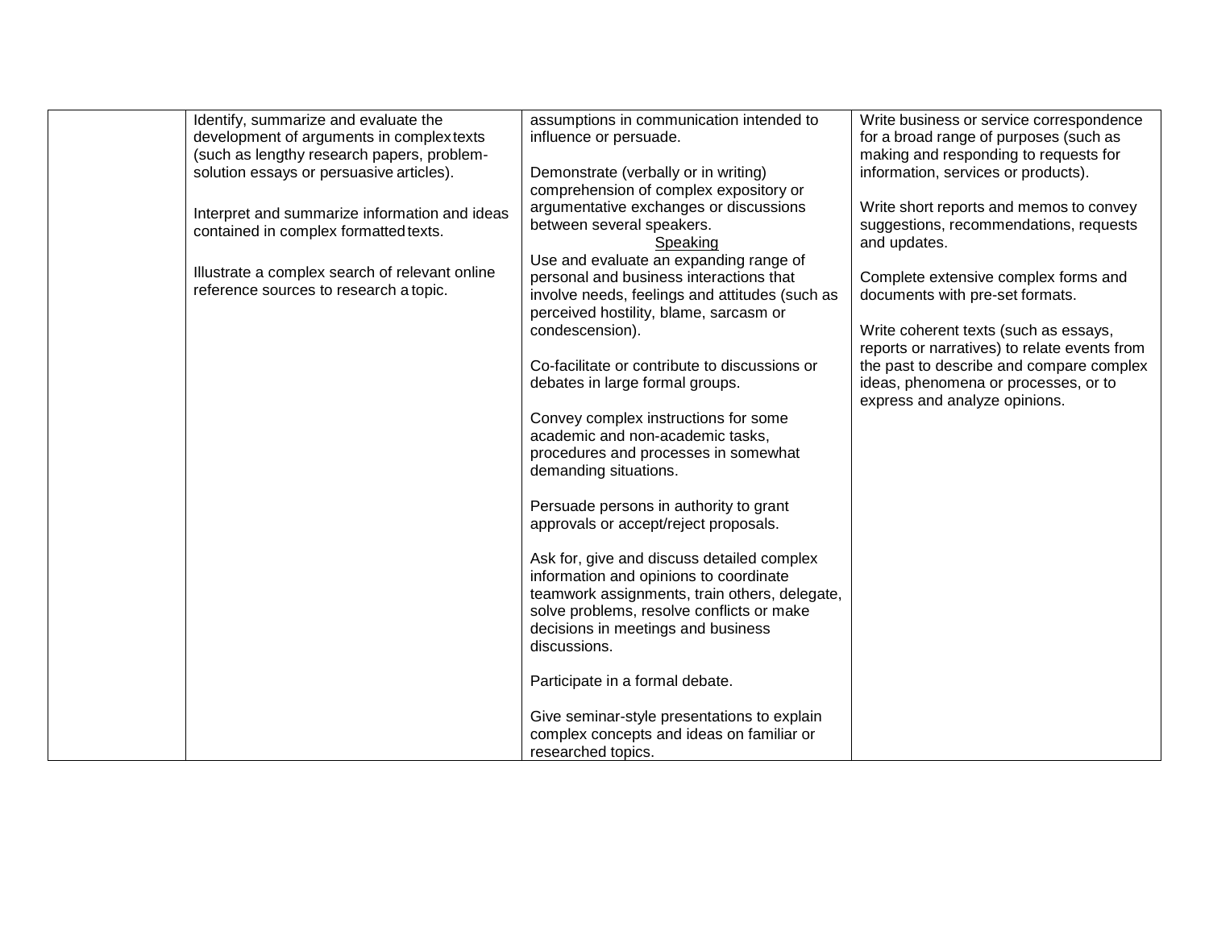| | | | |
|---|---|---|---|
| | Identify, summarize and evaluate the development of arguments in complex texts (such as lengthy research papers, problem-solution essays or persuasive articles).<br><br>Interpret and summarize information and ideas contained in complex formatted texts.<br><br>Illustrate a complex search of relevant online reference sources to research a topic. | assumptions in communication intended to influence or persuade.<br><br>Demonstrate (verbally or in writing) comprehension of complex expository or argumentative exchanges or discussions between several speakers.<br><br>Speaking<br><br>Use and evaluate an expanding range of personal and business interactions that involve needs, feelings and attitudes (such as perceived hostility, blame, sarcasm or condescension).<br><br>Co-facilitate or contribute to discussions or debates in large formal groups.<br><br>Convey complex instructions for some academic and non-academic tasks, procedures and processes in somewhat demanding situations.<br><br>Persuade persons in authority to grant approvals or accept/reject proposals.<br><br>Ask for, give and discuss detailed complex information and opinions to coordinate teamwork assignments, train others, delegate, solve problems, resolve conflicts or make decisions in meetings and business discussions.<br><br>Participate in a formal debate.<br><br>Give seminar-style presentations to explain complex concepts and ideas on familiar or researched topics. | Write business or service correspondence for a broad range of purposes (such as making and responding to requests for information, services or products).<br><br>Write short reports and memos to convey suggestions, recommendations, requests and updates.<br><br>Complete extensive complex forms and documents with pre-set formats.<br><br>Write coherent texts (such as essays, reports or narratives) to relate events from the past to describe and compare complex ideas, phenomena or processes, or to express and analyze opinions. |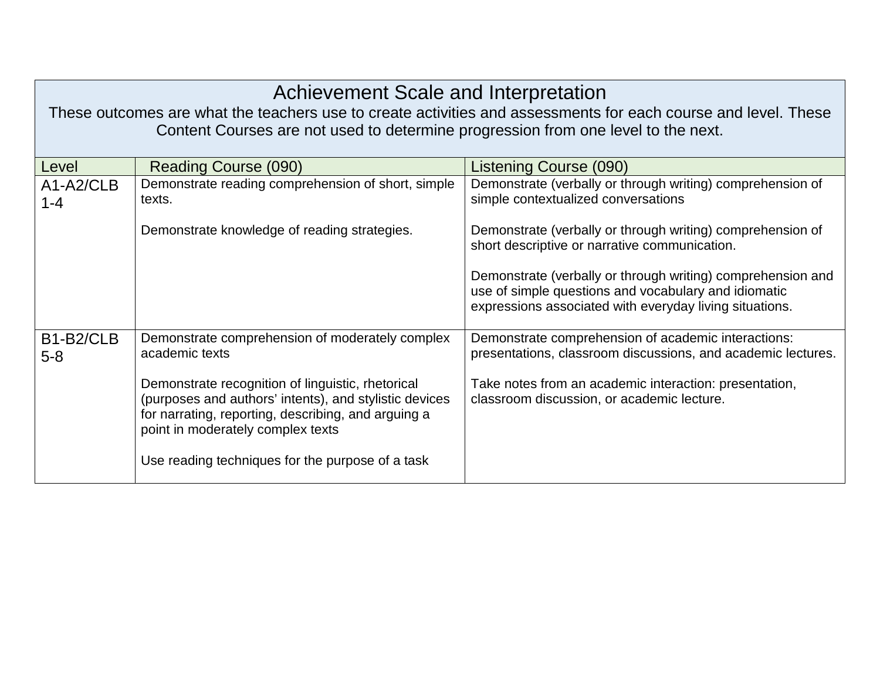| Achievement Scale and Interpretation<br>These outcomes are what the teachers use to create activities and assessments for each course and level. These Content Courses are not used to determine progression from one level to the next. | | |
|---|---|---|
| Level | Reading Course (090) | Listening Course (090) |
| A1-A2/CLB 1-4 | Demonstrate reading comprehension of short, simple texts.<br><br>Demonstrate knowledge of reading strategies. | Demonstrate (verbally or through writing) comprehension of simple contextualized conversations<br><br>Demonstrate (verbally or through writing) comprehension of short descriptive or narrative communication.<br><br>Demonstrate (verbally or through writing) comprehension and use of simple questions and vocabulary and idiomatic expressions associated with everyday living situations. |
| B1-B2/CLB 5-8 | Demonstrate comprehension of moderately complex academic texts<br><br>Demonstrate recognition of linguistic, rhetorical (purposes and authors' intents), and stylistic devices for narrating, reporting, describing, and arguing a point in moderately complex texts<br><br>Use reading techniques for the purpose of a task | Demonstrate comprehension of academic interactions: presentations, classroom discussions, and academic lectures.<br><br>Take notes from an academic interaction: presentation, classroom discussion, or academic lecture. |